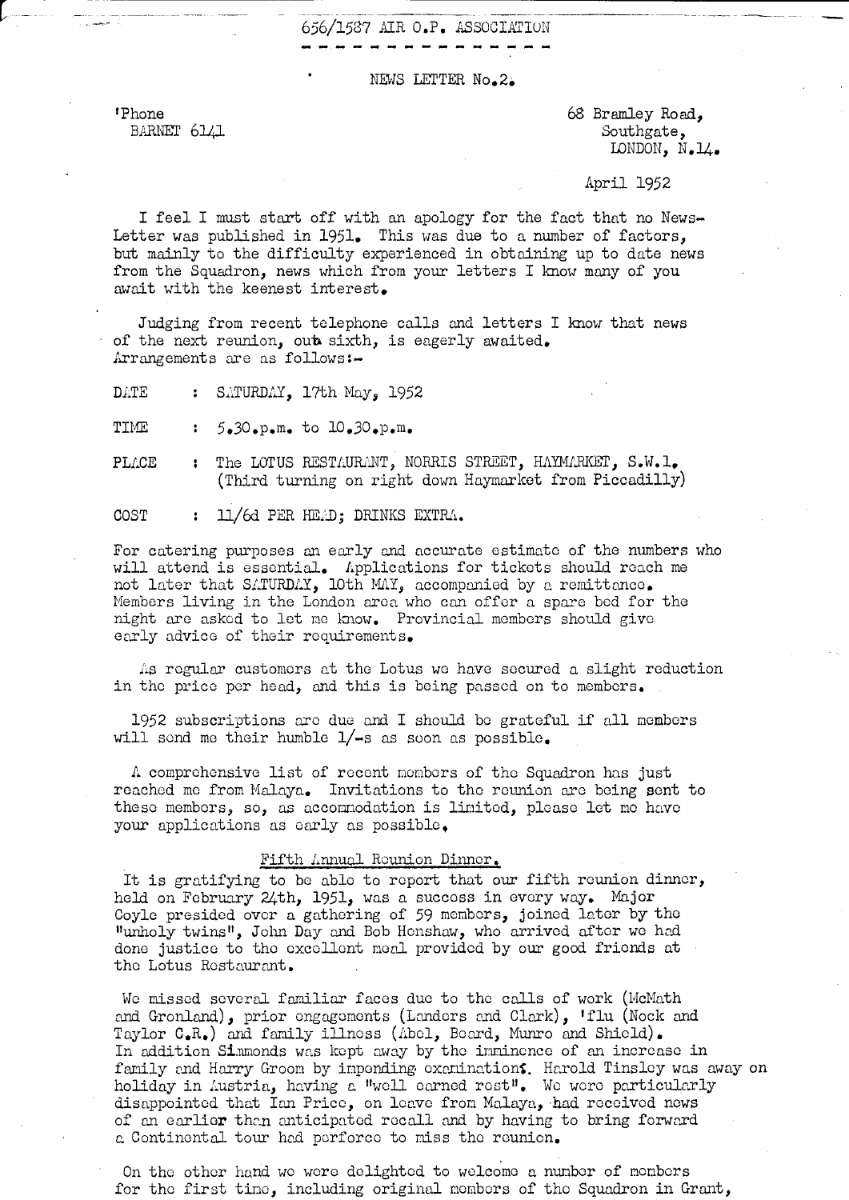# 656/1587 AIR O.P. ASSOCIATION

## NEWS LETTER No.2.

'Phone
BARNET 6141

68 Bramley Road,
Southgate,
LONDON, N.14.

April 1952

I feel I must start off with an apology for the fact that no News-Letter was published in 1951. This was due to a number of factors, but mainly to the difficulty experienced in obtaining up to date news from the Squadron, news which from your letters I know many of you await with the keenest interest.

Judging from recent telephone calls and letters I know that news of the next reunion, our sixth, is eagerly awaited. Arrangements are as follows:-

DATE : SATURDAY, 17th May, 1952

TIME : 5.30.p.m. to 10.30.p.m.

PLACE : The LOTUS RESTAURANT, NORRIS STREET, HAYMARKET, S.W.1. (Third turning on right down Haymarket from Piccadilly)

COST : 11/6d PER HEAD; DRINKS EXTRA.

For catering purposes an early and accurate estimate of the numbers who will attend is essential. Applications for tickets should reach me not later that SATURDAY, 10th MAY, accompanied by a remittance. Members living in the London area who can offer a spare bed for the night are asked to let me know. Provincial members should give early advice of their requirements.

As regular customers at the Lotus we have secured a slight reduction in the price per head, and this is being passed on to members.

1952 subscriptions are due and I should be grateful if all members will send me their humble 1/-s as soon as possible.

A comprehensive list of recent members of the Squadron has just reached me from Malaya. Invitations to the reunion are being sent to these members, so, as accommodation is limited, please let me have your applications as early as possible.

### Fifth Annual Reunion Dinner.

It is gratifying to be able to report that our fifth reunion dinner, held on February 24th, 1951, was a success in every way. Major Coyle presided over a gathering of 59 members, joined later by the "unholy twins", John Day and Bob Henshaw, who arrived after we had done justice to the excellent meal provided by our good friends at the Lotus Restaurant.

We missed several familiar faces due to the calls of work (McMath and Gronland), prior engagements (Landers and Clark), 'flu (Nock and Taylor C.R.) and family illness (Abel, Beard, Munro and Shield). In addition Simmonds was kept away by the imminence of an increase in family and Harry Groom by impending examinations. Harold Tinsley was away on holiday in Austria, having a "well earned rest". We were particularly disappointed that Ian Price, on leave from Malaya, had received news of an earlier than anticipated recall and by having to bring forward a Continental tour had perforce to miss the reunion.

On the other hand we were delighted to welcome a number of members for the first time, including original members of the Squadron in Grant,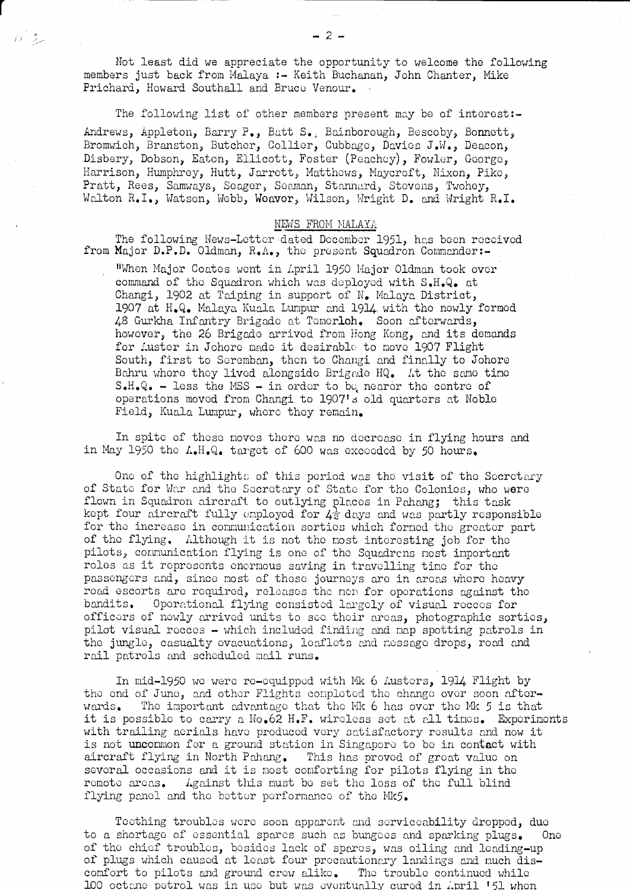Not least did we appreciate the opportunity to welcome the following members just back from Malaya :- Keith Buchanan, John Chanter, Mike Prichard, Howard Southall and Bruce Venour.

The following list of other members present may be of interest:-

Andrews, Appleton, Barry P., Batt S., Bainborough, Bescoby, Bonnett, Bromwich, Branston, Butcher, Collier, Cubbage, Davies J.W., Deacon, Disbery, Dobson, Eaton, Ellicott, Foster (Peachey), Fowler, George, Harrison, Humphrey, Hutt, Jarrett, Matthews, Maycroft, Nixon, Pike, Pratt, Rees, Samways, Seager, Seaman, Stannard, Stevens, Twohey, Walton R.I., Watson, Webb, Weaver, Wilson, Wright D. and Wright R.I.

## NEWS FROM MALAYA

The following News-Letter dated December 1951, has been received from Major D.P.D. Oldman, R.A., the present Squadron Commander:-

"When Major Coates went in April 1950 Major Oldman took over command of the Squadron which was deployed with S.H.Q. at Changi, 1902 at Taiping in support of N. Malaya District, 1907 at H.Q. Malaya Kuala Lumpur and 1914 with the newly formed 48 Gurkha Infantry Brigade at Temerloh. Soon afterwards, however, the 26 Brigade arrived from Hong Kong, and its demands for Auster in Johore made it desirable to move 1907 Flight South, first to Seremban, then to Changi and finally to Johore Bahru where they lived alongside Brigade HQ. At the same time S.H.Q. - less the MSS - in order to be nearer the centre of operations moved from Changi to 1907's old quarters at Noble Field, Kuala Lumpur, where they remain.

In spite of these moves there was no decrease in flying hours and in May 1950 the A.H.Q. target of 600 was exceeded by 50 hours.

One of the highlights of this period was the visit of the Secretary of State for War and the Secretary of State for the Colonies, who were flown in Squadron aircraft to outlying places in Pahang; this task kept four aircraft fully employed for 4½ days and was partly responsible for the increase in communication sorties which formed the greater part of the flying. Although it is not the most interesting job for the pilots, communication flying is one of the Squadrons most important roles as it represents enormous saving in travelling time for the passengers and, since most of these journeys are in areas where heavy road escorts are required, releases the men for operations against the bandits. Operational flying consisted largely of visual recces for officers of newly arrived units to see their areas, photographic sorties, pilot visual recces - which included finding and map spotting patrols in the jungle, casualty evacuations, leaflets and message drops, road and rail patrols and scheduled mail runs.

In mid-1950 we were re-equipped with Mk 6 Austers, 1914 Flight by the end of June, and other Flights completed the change over soon afterwards. The important advantage that the Mk 6 has over the Mk 5 is that it is possible to carry a No.62 H.F. wireless set at all times. Experiments with trailing aerials have produced very satisfactory results and now it is not uncommon for a ground station in Singapore to be in contact with aircraft flying in North Pahang. This has proved of great value on several occasions and it is most comforting for pilots flying in the remote areas. Against this must be set the loss of the full blind flying panel and the better performance of the Mk5.

Teething troubles were soon apparent and serviceability dropped, due to a shortage of essential spares such as bungees and sparking plugs. One of the chief troubles, besides lack of spares, was oiling and leading-up of plugs which caused at least four precautionary landings and much discomfort to pilots and ground crew alike. The trouble continued while 100 octane petrol was in use but was eventually cured in April '51 when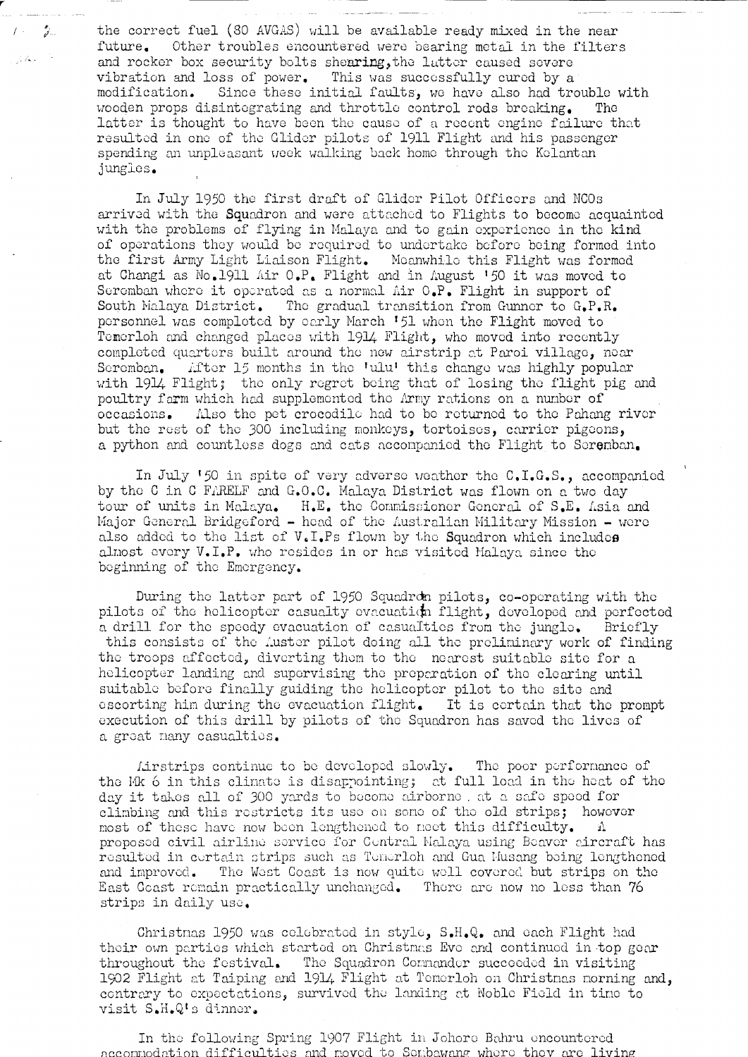the correct fuel (80 AVGAS) will be available ready mixed in the near future. Other troubles encountered were bearing metal in the filters and rocker box security bolts shearing, the latter caused severe vibration and loss of power. This was successfully cured by a modification. Since these initial faults, we have also had trouble with wooden props disintegrating and throttle control rods breaking. The latter is thought to have been the cause of a recent engine failure that resulted in one of the Glider pilots of 1911 Flight and his passenger spending an unpleasant week walking back home through the Kelantan jungles.

In July 1950 the first draft of Glider Pilot Officers and NCOs arrived with the Squadron and were attached to Flights to become acquainted with the problems of flying in Malaya and to gain experience in the kind of operations they would be required to undertake before being formed into the first Army Light Liaison Flight. Meanwhile this Flight was formed at Changi as No.1911 Air O.P. Flight and in August '50 it was moved to Seremban where it operated as a normal Air O.P. Flight in support of South Malaya District. The gradual transition from Gunner to G.P.R. personnel was completed by early March '51 when the Flight moved to Temerloh and changed places with 1914 Flight, who moved into recently completed quarters built around the new airstrip at Paroi village, near Seremban. After 15 months in the 'ulu' this change was highly popular with 1914 Flight; the only regret being that of losing the flight pig and poultry farm which had supplemented the Army rations on a number of occasions. Also the pet crocodile had to be returned to the Pahang river but the rest of the 300 including monkeys, tortoises, carrier pigeons, a python and countless dogs and cats accompanied the Flight to Seremban.

In July '50 in spite of very adverse weather the C.I.G.S., accompanied by the C in C FARELF and G.O.C. Malaya District was flown on a two day tour of units in Malaya. H.E. the Commissioner General of S.E. Asia and Major General Bridgeford - head of the Australian Military Mission - were also added to the list of V.I.Ps flown by the Squadron which includes almost every V.I.P. who resides in or has visited Malaya since the beginning of the Emergency.

During the latter part of 1950 Squadron pilots, co-operating with the pilots of the helicopter casualty evacuation flight, developed and perfected a drill for the speedy evacuation of casualties from the jungle. Briefly this consists of the Auster pilot doing all the preliminary work of finding the troops affected, diverting them to the nearest suitable site for a helicopter landing and supervising the preparation of the clearing until suitable before finally guiding the helicopter pilot to the site and escorting him during the evacuation flight. It is certain that the prompt execution of this drill by pilots of the Squadron has saved the lives of a great many casualties.

Airstrips continue to be developed slowly. The poor performance of the Mk 6 in this climate is disappointing; at full load in the heat of the day it takes all of 300 yards to become airborne at a safe speed for climbing and this restricts its use on some of the old strips; however most of these have now been lengthened to meet this difficulty. A proposed civil airline service for Central Malaya using Beaver aircraft has resulted in certain strips such as Temerloh and Gua Musang being lengthened and improved. The West Coast is now quite well covered but strips on the East Coast remain practically unchanged. There are now no less than 76 strips in daily use.

Christmas 1950 was celebrated in style, S.H.Q. and each Flight had their own parties which started on Christmas Eve and continued in top gear throughout the festival. The Squadron Commander succeeded in visiting 1902 Flight at Taiping and 1914 Flight at Temerloh on Christmas morning and, contrary to expectations, survived the landing at Noble Field in time to visit S.H.Q's dinner.

In the following Spring 1907 Flight in Johore Bahru encountered accommodation difficulties and moved to Sembawang where they are living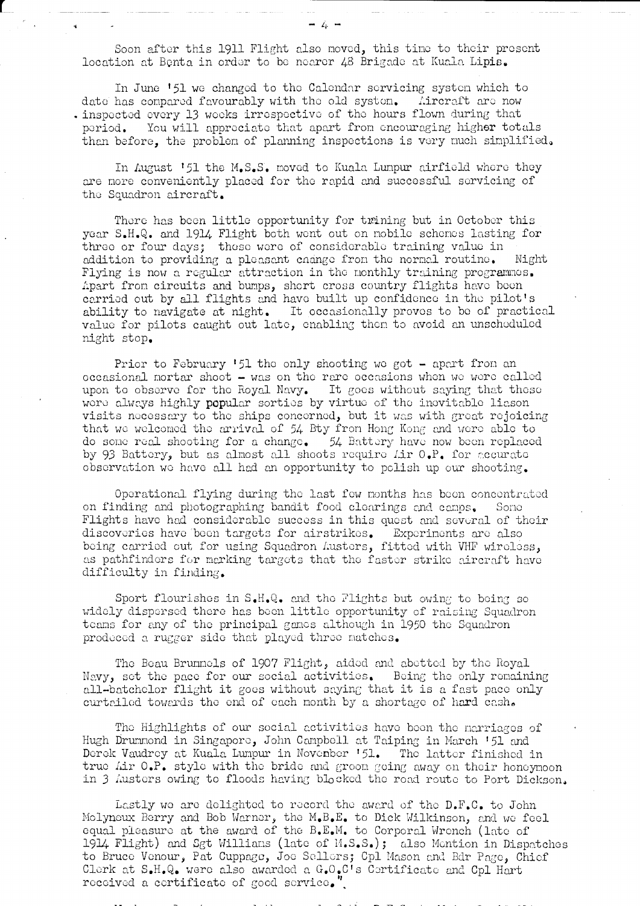Soon after this 1911 Flight also moved, this time to their present location at Benta in order to be nearer 48 Brigade at Kuala Lipis.

In June '51 we changed to the Calendar servicing system which to date has compared favourably with the old system. Aircraft are now inspected every 13 weeks irrespective of the hours flown during that period. You will appreciate that apart from encouraging higher totals than before, the problem of planning inspections is very much simplified.

In August '51 the M.S.S. moved to Kuala Lumpur airfield where they are more conveniently placed for the rapid and successful servicing of the Squadron aircraft.

There has been little opportunity for trining but in October this year S.H.Q. and 1914 Flight both went out on mobile schemes lasting for three or four days; these were of considerable training value in addition to providing a pleasant caange from the normal routine. Night Flying is now a regular attraction in the monthly training programmes. Apart from circuits and bumps, short cross country flights have been carried out by all flights and have built up confidence in the pilot's ability to navigate at night. It occasionally proves to be of practical value for pilots caught out late, enabling them to avoid an unscheduled night stop.

Prior to February '51 the only shooting we got - apart from an occasional mortar shoot - was on the rare occasions when we were called upon to observe for the Royal Navy. It goes without saying that these were always highly popular sorties by virtue of the inevitable liason visits necessary to the ships concerned, but it was with great rejoicing that we welcomed the arrival of 54 Bty from Hong Kong and were able to do some real shooting for a change. 54 Battery have now been replaced by 93 Battery, but as almost all shoots require Air O.P. for accurate observation we have all had an opportunity to polish up our shooting.

Operational flying during the last few months has been concentrated on finding and photographing bandit food clearings and camps. Some Flights have had considerable success in this quest and several of their discoveries have been targets for airstrikes. Experiments are also being carried out for using Squadron Austers, fitted with VHF wireless, as pathfinders for marking targets that the faster strike aircraft have difficulty in finding.

Sport flourishes in S.H.Q. and the Flights but owing to being so widely dispersed there has been little opportunity of raising Squadron teams for any of the principal games although in 1950 the Squadron produced a rugger side that played three matches.

The Beau Brummels of 1907 Flight, aided and abetted by the Royal Navy, set the pace for our social activities. Being the only remaining all-batchelor flight it goes without saying that it is a fast pace only curtailed towards the end of each month by a shortage of hard cash.

The Highlights of our social activities have been the marriages of Hugh Drummond in Singapore, John Campbell at Taiping in March '51 and Derek Vaudrey at Kuala Lumpur in November '51. The latter finished in true Air O.P. style with the bride and groom going away on their honeymoon in 3 Austers owing to floods having blocked the road route to Port Dickson.

Lastly we are delighted to record the award of the D.F.C. to John Molyneux Berry and Bob Warner, the M.B.E. to Dick Wilkinson, and we feel equal pleasure at the award of the B.E.M. to Corporal Wrench (late of 1914 Flight) and Sgt Williams (late of M.S.S.); also Mention in Dispatches to Bruce Venour, Pat Cuppage, Joe Sellers; Cpl Mason and Bdr Page, Chief Clerk at S.H.Q. were also awarded a G.O.C's Certificate and Cpl Hart received a certificate of good service.".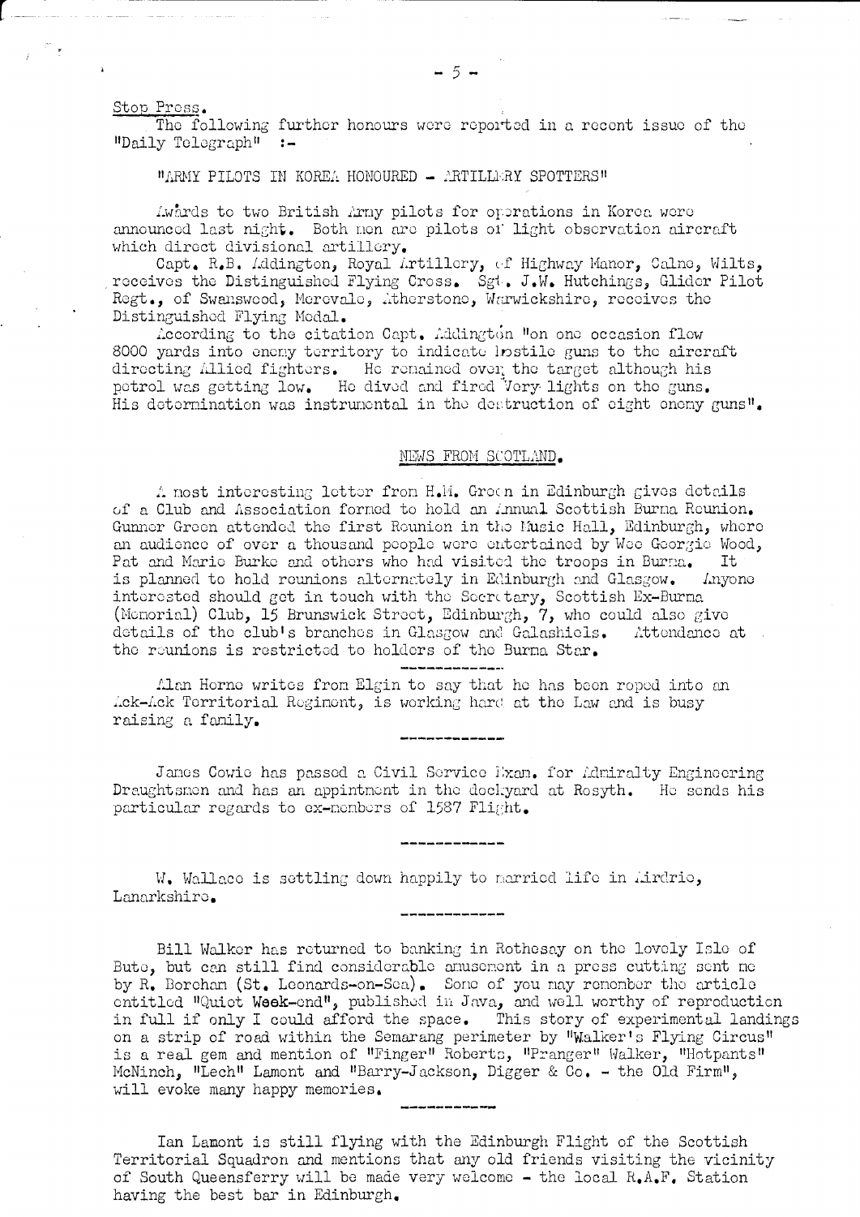Stop Press.

The following further honours were reported in a recent issue of the "Daily Telegraph" :-

"ARMY PILOTS IN KOREA HONOURED - ARTILLERY SPOTTERS"

Awards to two British Army pilots for operations in Korea were announced last night. Both men are pilots of light observation aircraft which direct divisional artillery.

Capt. R.B. Addington, Royal Artillery, of Highway Manor, Calne, Wilts, receives the Distinguished Flying Cross. Sgt. J.W. Hutchings, Glider Pilot Regt., of Swanswood, Merevale, Atherstone, Warwickshire, receives the Distinguished Flying Medal.

According to the citation Capt. Addington "on one occasion flew 8000 yards into enemy territory to indicate hostile guns to the aircraft directing Allied fighters. He remained over the target although his petrol was getting low. He dived and fired Very lights on the guns. His determination was instrumental in the destruction of eight enemy guns".

## NEWS FROM SCOTLAND.

A most interesting letter from H.M. Green in Edinburgh gives details of a Club and Association formed to hold an Annual Scottish Burma Reunion. Gunner Green attended the first Reunion in the Music Hall, Edinburgh, where an audience of over a thousand people were entertained by Wee Georgie Wood, Pat and Marie Burke and others who had visited the troops in Burma. It is planned to hold reunions alternately in Edinburgh and Glasgow. Anyone interested should get in touch with the Secretary, Scottish Ex-Burma (Memorial) Club, 15 Brunswick Street, Edinburgh, 7, who could also give details of the club's branches in Glasgow and Galashiels. Attendance at the reunions is restricted to holders of the Burma Star.

---

Alan Horne writes from Elgin to say that he has been roped into an Ack-Ack Territorial Regiment, is working hard at the Law and is busy raising a family.

---

James Cowie has passed a Civil Service Exam. for Admiralty Engineering Draughtsmen and has an appintment in the dockyard at Rosyth. He sends his particular regards to ex-members of 1587 Flight.

---

W. Wallace is settling down happily to married life in Airdrie, Lanarkshire.

---

Bill Walker has returned to banking in Rothesay on the lovely Isle of Bute, but can still find considerable amusement in a press cutting sent me by R. Boreham (St. Leonards-on-Sea). Some of you may remember the article entitled "Quiet Week-end", published in Java, and well worthy of reproduction in full if only I could afford the space. This story of experimental landings on a strip of road within the Semarang perimeter by "Walker's Flying Circus" is a real gem and mention of "Finger" Roberts, "Pranger" Walker, "Hotpants" McNinch, "Lech" Lamont and "Barry-Jackson, Digger & Co. - the Old Firm", will evoke many happy memories.

---

Ian Lamont is still flying with the Edinburgh Flight of the Scottish Territorial Squadron and mentions that any old friends visiting the vicinity of South Queensferry will be made very welcome - the local R.A.F. Station having the best bar in Edinburgh.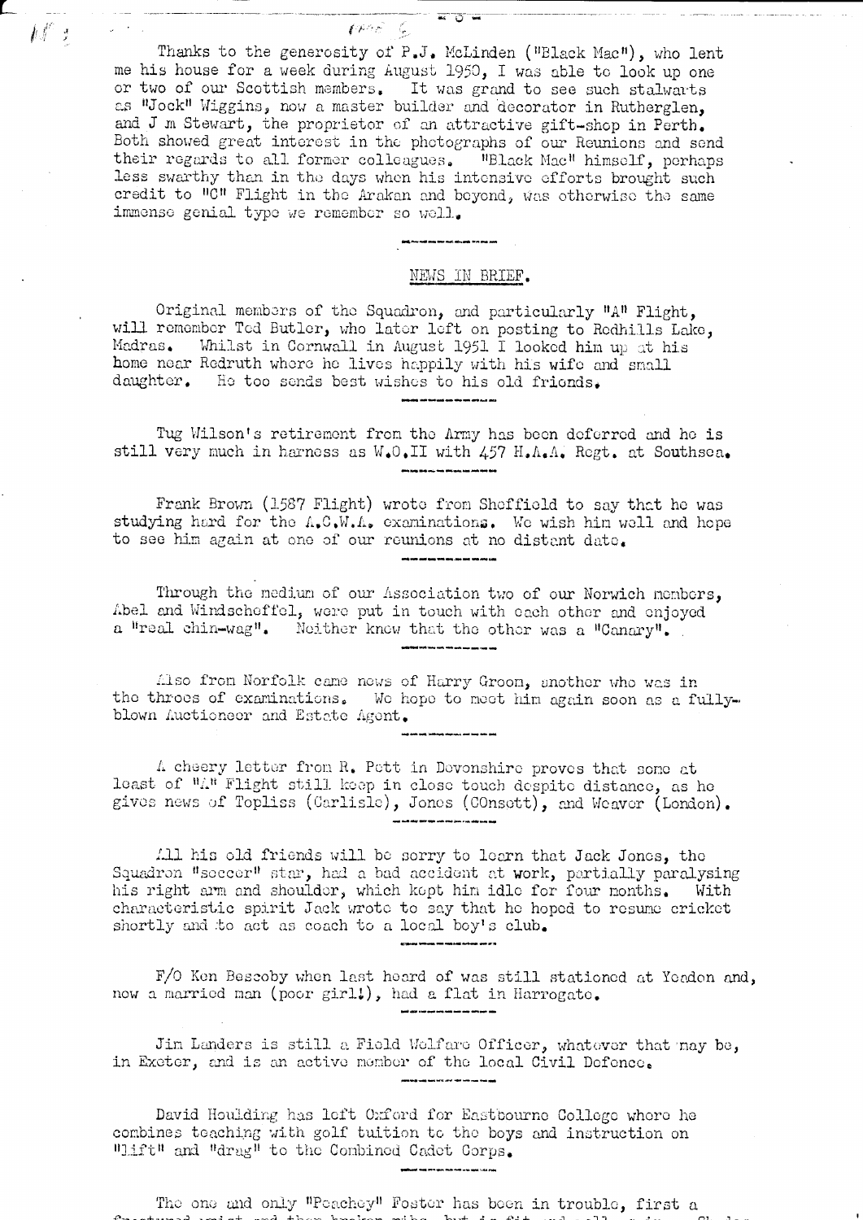Thanks to the generosity of P.J. McLinden ("Black Mac"), who lent me his house for a week during August 1950, I was able to look up one or two of our Scottish members. It was grand to see such stalwarts as "Jock" Wiggins, now a master builder and decorator in Rutherglen, and J m Stewart, the proprietor of an attractive gift-shop in Perth. Both showed great interest in the photographs of our Reunions and send their regards to all former colleagues. "Black Mac" himself, perhaps less swarthy than in the days when his intensive efforts brought such credit to "C" Flight in the Arakan and beyond, was otherwise the same immense genial type we remember so well.

---

## NEWS IN BRIEF.

Original members of the Squadron, and particularly "A" Flight, will remember Ted Butler, who later left on posting to Redhills Lake, Madras. Whilst in Cornwall in August 1951 I looked him up at his home near Redruth where he lives happily with his wife and small daughter. He too sends best wishes to his old friends.

---

Tug Wilson's retirement from the Army has been deferred and he is still very much in harness as W.O.II with 457 H.A.A. Regt. at Southsea.

---

Frank Brown (1587 Flight) wrote from Sheffield to say that he was studying hard for the A.C.W.A. examinations. We wish him well and hope to see him again at one of our reunions at no distant date.

---

Through the medium of our Association two of our Norwich members, Abel and Windscheffel, were put in touch with each other and enjoyed a "real chin-wag". Neither knew that the other was a "Canary".

---

Also from Norfolk came news of Harry Green, another who was in the throes of examinations. We hope to meet him again soon as a fully-blown Auctioneer and Estate Agent.

---

A cheery letter from R. Pett in Devonshire proves that some at least of "A" Flight still keep in close touch despite distance, as he gives news of Topliss (Carlisle), Jones (COnsett), and Weaver (London).

---

All his old friends will be sorry to learn that Jack Jones, the Squadron "soccer" star, had a bad accident at work, partially paralysing his right arm and shoulder, which kept him idle for four months. With characteristic spirit Jack wrote to say that he hoped to resume cricket shortly and to act as coach to a local boy's club.

---

F/O Ken Bescoby when last heard of was still stationed at Yeadon and, now a married man (poor girl!), had a flat in Harrogate.

---

Jim Landers is still a Field Welfare Officer, whatever that may be, in Exeter, and is an active member of the local Civil Defence.

---

David Houlding has left Oxford for Eastbourne College where he combines teaching with golf tuition to the boys and instruction on "lift" and "drag" to the Combined Cadet Corps.

---

The one and only "Peachey" Foster has been in trouble, first a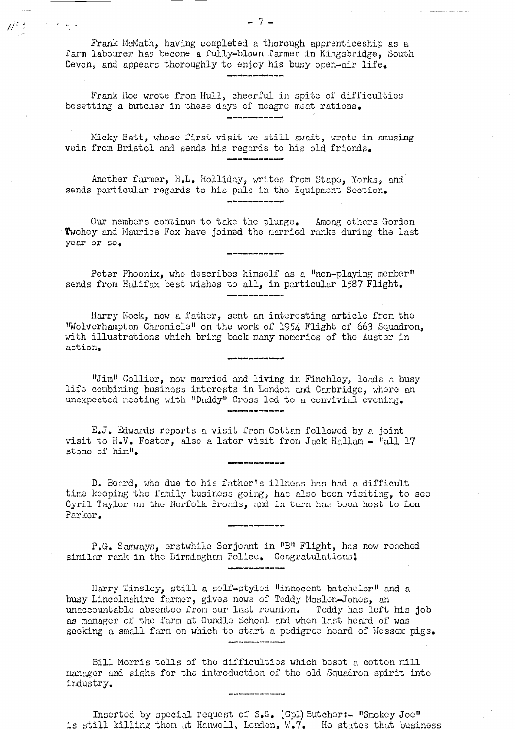Frank McMath, having completed a thorough apprenticeship as a farm labourer has become a fully-blown farmer in Kingsbridge, South Devon, and appears thoroughly to enjoy his busy open-air life.

---

Frank Roe wrote from Hull, cheerful in spite of difficulties besetting a butcher in these days of meagre meat rations.

---

Micky Batt, whose first visit we still await, wrote in amusing vein from Bristol and sends his regards to his old friends.

---

Another farmer, H.L. Holliday, writes from Stape, Yorks, and sends particular regards to his pals in the Equipment Section.

---

Our members continue to take the plunge. Among others Gordon Twohey and Maurice Fox have joined the married ranks during the last year or so.

---

Peter Phoenix, who describes himself as a "non-playing member" sends from Halifax best wishes to all, in particular 1587 Flight.

---

Harry Nock, now a father, sent an interesting article from the "Wolverhampton Chronicle" on the work of 1954 Flight of 663 Squadron, with illustrations which bring back many memories of the Auster in action.

---

"Jim" Collier, now married and living in Finchley, leads a busy life combining business interests in London and Cambridge, where an unexpected meeting with "Daddy" Cross led to a convivial evening.

---

E.J. Edwards reports a visit from Cottam followed by a joint visit to H.V. Foster, also a later visit from Jack Hallam - "all 17 stone of him".

---

D. Beard, who due to his father's illness has had a difficult time keeping the family business going, has also been visiting, to see Cyril Taylor on the Norfolk Broads, and in turn has been host to Len Parker.

---

P.G. Samways, erstwhile Serjeant in "B" Flight, has now reached similar rank in the Birmingham Police. Congratulations!

---

Harry Tinsley, still a self-styled "innocent batchelor" and a busy Lincolnshire farmer, gives news of Teddy Maslen-Jones, an unaccountable absentee from our last reunion. Teddy has left his job as manager of the farm at Oundle School and when last heard of was seeking a small farm on which to start a pedigree heard of Wessex pigs.

---

Bill Morris tells of the difficulties which beset a cotton mill manager and sighs for the introduction of the old Squadron spirit into industry.

---

Inserted by special request of S.G. (Cpl) Butcher:- "Smokey Joe" is still killing them at Hanwell, London, W.7. He states that business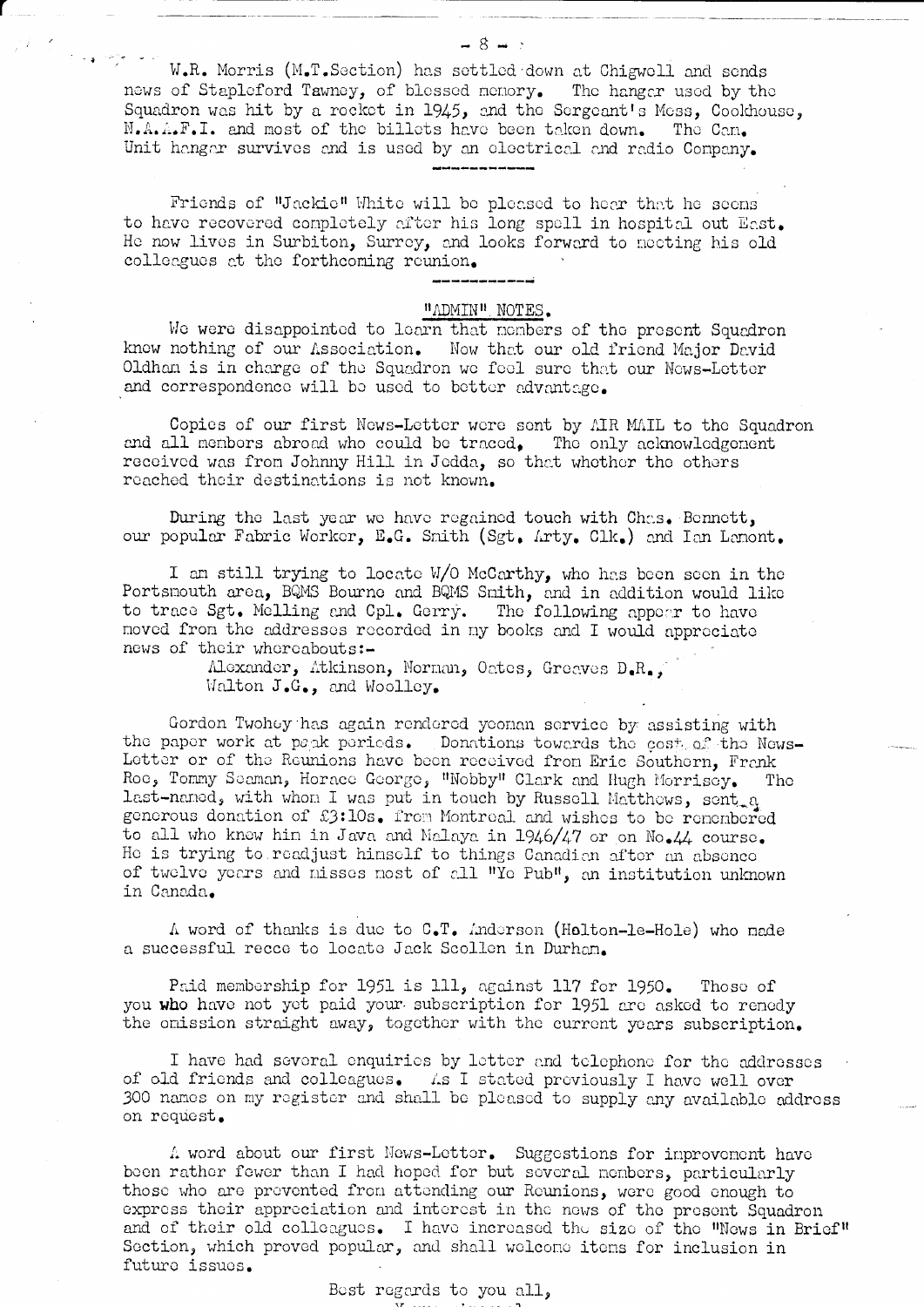W.R. Morris (M.T.Section) has settled down at Chigwell and sends news of Stapleford Tawney, of blessed memory. The hangar used by the Squadron was hit by a rocket in 1945, and the Sergeant's Mess, Cookhouse, N.A.A.F.I. and most of the billets have been taken down. The Can. Unit hangar survives and is used by an electrical and radio Company.

---

Friends of "Jackie" White will be pleased to hear that he seems to have recovered completely after his long spell in hospital out East. He now lives in Surbiton, Surrey, and looks forward to meeting his old colleagues at the forthcoming reunion.

---

## "ADMIN" NOTES.

We were disappointed to learn that members of the present Squadron knew nothing of our Association. Now that our old friend Major David Oldham is in charge of the Squadron we feel sure that our News-Letter and correspondence will be used to better advantage.

Copies of our first News-Letter were sent by AIR MAIL to the Squadron and all members abroad who could be traced. The only acknowledgement received was from Johnny Hill in Jedda, so that whether the others reached their destinations is not known.

During the last year we have regained touch with Chas. Bennett, our popular Fabric Worker, E.G. Smith (Sgt. Arty. Clk.) and Ian Lamont.

I am still trying to locate W/O McCarthy, who has been seen in the Portsmouth area, BQMS Bourne and BQMS Smith, and in addition would like to trace Sgt. Melling and Cpl. Gerry. The following appear to have moved from the addresses recorded in my books and I would appreciate news of their whereabouts:-

Alexander, Atkinson, Norman, Oates, Greaves D.R., Walton J.G., and Woolley.

Gordon Twohey has again rendered yeoman service by assisting with the paper work at peak periods. Donations towards the cost of the News-Letter or of the Reunions have been received from Eric Southern, Frank Roe, Tommy Seaman, Horace George, "Nobby" Clark and Hugh Morrisey. The last-named, with whom I was put in touch by Russell Matthews, sent a generous donation of £3:10s. from Montreal and wishes to be remembered to all who knew him in Java and Malaya in 1946/47 or on No.44 course. He is trying to readjust himself to things Canadian after an absence of twelve years and misses most of all "Ye Pub", an institution unknown in Canada.

A word of thanks is due to C.T. Anderson (Helton-le-Hole) who made a successful recce to locate Jack Scollen in Durham.

Paid membership for 1951 is 111, against 117 for 1950. Those of you who have not yet paid your subscription for 1951 are asked to remedy the omission straight away, together with the current years subscription.

I have had several enquiries by letter and telephone for the addresses of old friends and colleagues. As I stated previously I have well over 300 names on my register and shall be pleased to supply any available address on request.

A word about our first News-Letter. Suggestions for improvement have been rather fewer than I had hoped for but several members, particularly those who are prevented from attending our Reunions, were good enough to express their appreciation and interest in the news of the present Squadron and of their old colleagues. I have increased the size of the "News in Brief" Section, which proved popular, and shall welcome items for inclusion in future issues.

Best regards to you all,